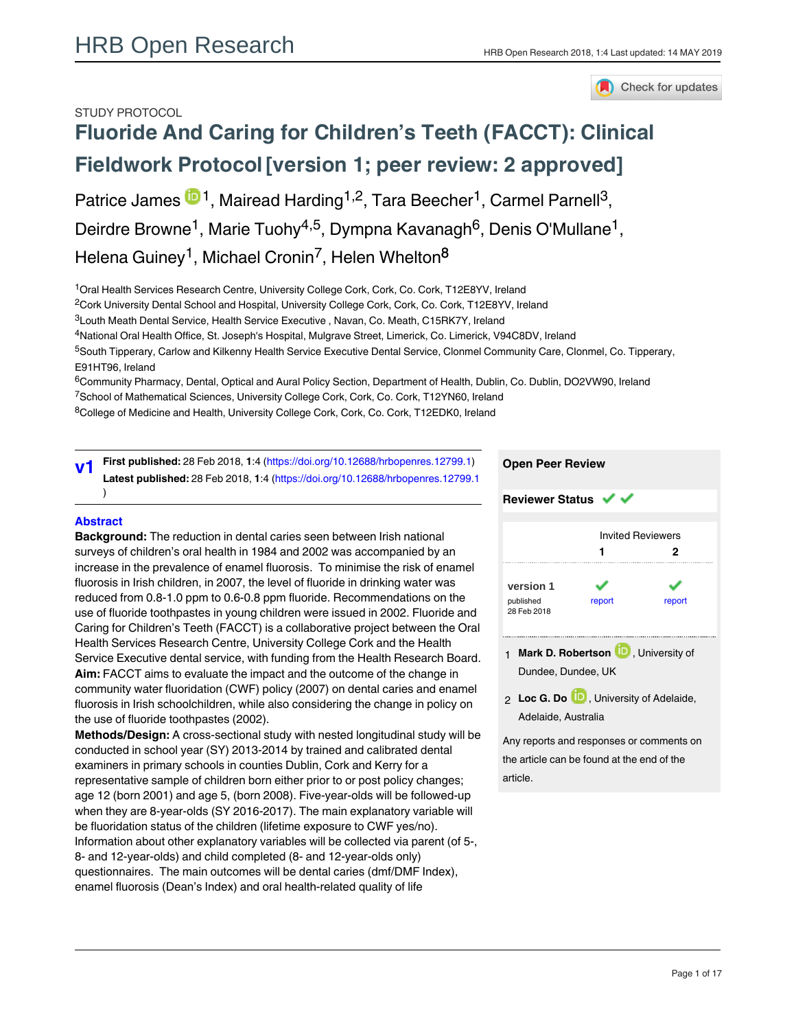STUDY PROTOCOL

# Fluoride And Caring for Children's Teeth (FACCT): Clinical Fieldwork Protocol [version 1; peer review: 2 approved]

Patrice James[1], Mairead Harding[1,2], Tara Beecher[1], Carmel Parnell[3], Deirdre Browne[1], Marie Tuohy[4,5], Dympna Kavanagh[6], Denis O'Mullane[1], Helena Guiney[1], Michael Cronin[7], Helen Whelton[8]

[1]Oral Health Services Research Centre, University College Cork, Cork, Co. Cork, T12E8YV, Ireland
[2]Cork University Dental School and Hospital, University College Cork, Cork, Co. Cork, T12E8YV, Ireland
[3]Louth Meath Dental Service, Health Service Executive , Navan, Co. Meath, C15RK7Y, Ireland
[4]National Oral Health Office, St. Joseph's Hospital, Mulgrave Street, Limerick, Co. Limerick, V94C8DV, Ireland
[5]South Tipperary, Carlow and Kilkenny Health Service Executive Dental Service, Clonmel Community Care, Clonmel, Co. Tipperary, E91HT96, Ireland
[6]Community Pharmacy, Dental, Optical and Aural Policy Section, Department of Health, Dublin, Co. Dublin, DO2VW90, Ireland
[7]School of Mathematical Sciences, University College Cork, Cork, Co. Cork, T12YN60, Ireland
[8]College of Medicine and Health, University College Cork, Cork, Co. Cork, T12EDK0, Ireland

**v1** **First published:** 28 Feb 2018, **1**:4 (https://doi.org/10.12688/hrbopenres.12799.1)
**Latest published:** 28 Feb 2018, **1**:4 (https://doi.org/10.12688/hrbopenres.12799.1)

## Abstract

**Background:** The reduction in dental caries seen between Irish national surveys of children's oral health in 1984 and 2002 was accompanied by an increase in the prevalence of enamel fluorosis. To minimise the risk of enamel fluorosis in Irish children, in 2007, the level of fluoride in drinking water was reduced from 0.8-1.0 ppm to 0.6-0.8 ppm fluoride. Recommendations on the use of fluoride toothpastes in young children were issued in 2002. Fluoride and Caring for Children's Teeth (FACCT) is a collaborative project between the Oral Health Services Research Centre, University College Cork and the Health Service Executive dental service, with funding from the Health Research Board.
**Aim:** FACCT aims to evaluate the impact and the outcome of the change in community water fluoridation (CWF) policy (2007) on dental caries and enamel fluorosis in Irish schoolchildren, while also considering the change in policy on the use of fluoride toothpastes (2002).
**Methods/Design:** A cross-sectional study with nested longitudinal study will be conducted in school year (SY) 2013-2014 by trained and calibrated dental examiners in primary schools in counties Dublin, Cork and Kerry for a representative sample of children born either prior to or post policy changes; age 12 (born 2001) and age 5, (born 2008). Five-year-olds will be followed-up when they are 8-year-olds (SY 2016-2017). The main explanatory variable will be fluoridation status of the children (lifetime exposure to CWF yes/no). Information about other explanatory variables will be collected via parent (of 5-, 8- and 12-year-olds) and child completed (8- and 12-year-olds only) questionnaires. The main outcomes will be dental caries (dmf/DMF Index), enamel fluorosis (Dean's Index) and oral health-related quality of life

**Open Peer Review**

**Reviewer Status** ✔ ✔

| | Invited Reviewers 1 | Invited Reviewers 2 |
|---|---|---|
| **version 1** published 28 Feb 2018 | ✔ report | ✔ report |

1 **Mark D. Robertson**, University of Dundee, Dundee, UK

2 **Loc G. Do**, University of Adelaide, Adelaide, Australia

Any reports and responses or comments on the article can be found at the end of the article.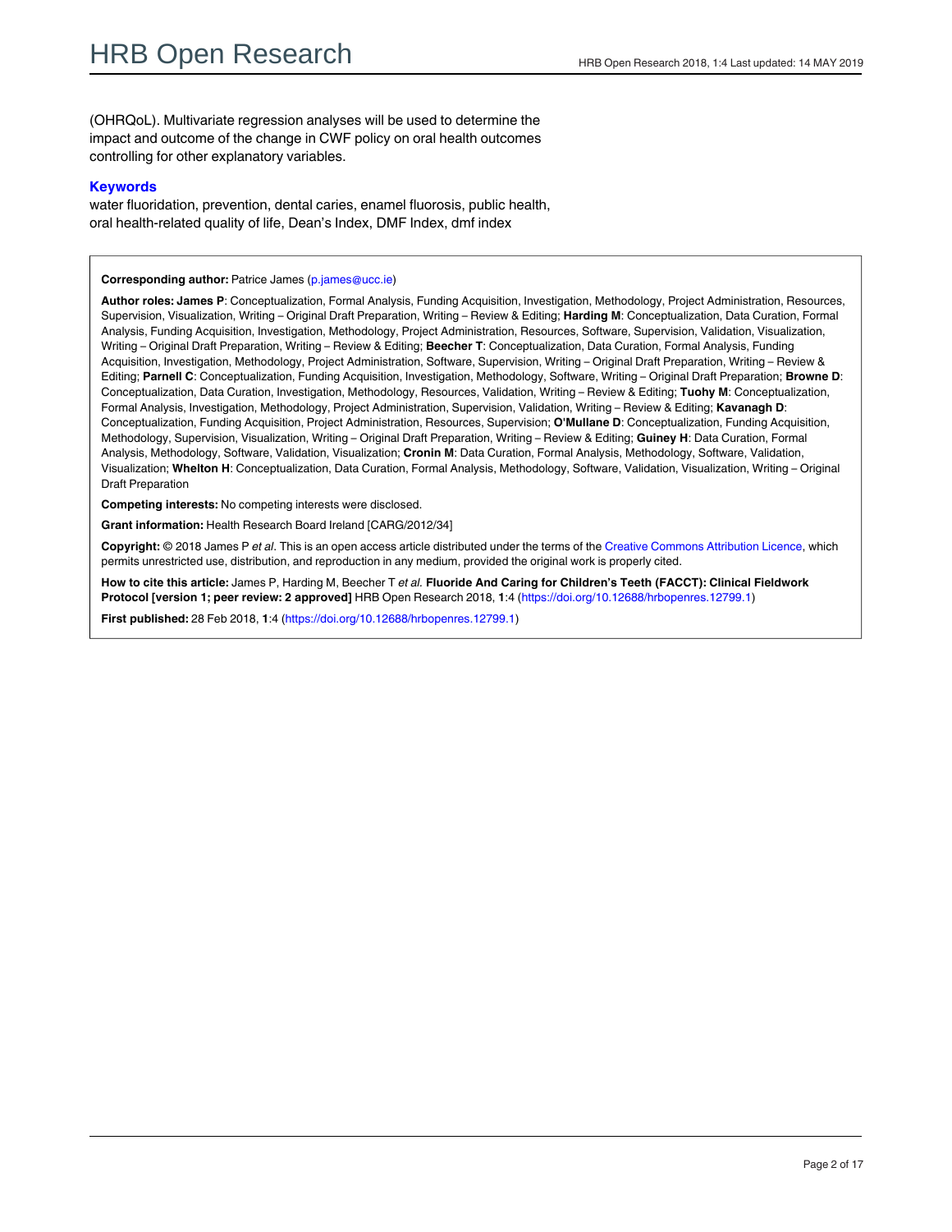(OHRQoL). Multivariate regression analyses will be used to determine the impact and outcome of the change in CWF policy on oral health outcomes controlling for other explanatory variables.

### Keywords

water fluoridation, prevention, dental caries, enamel fluorosis, public health, oral health-related quality of life, Dean's Index, DMF Index, dmf index

**Corresponding author:** Patrice James (p.james@ucc.ie)

**Author roles: James P**: Conceptualization, Formal Analysis, Funding Acquisition, Investigation, Methodology, Project Administration, Resources, Supervision, Visualization, Writing – Original Draft Preparation, Writing – Review & Editing; **Harding M**: Conceptualization, Data Curation, Formal Analysis, Funding Acquisition, Investigation, Methodology, Project Administration, Resources, Software, Supervision, Validation, Visualization, Writing – Original Draft Preparation, Writing – Review & Editing; **Beecher T**: Conceptualization, Data Curation, Formal Analysis, Funding Acquisition, Investigation, Methodology, Project Administration, Software, Supervision, Writing – Original Draft Preparation, Writing – Review & Editing; **Parnell C**: Conceptualization, Funding Acquisition, Investigation, Methodology, Software, Writing – Original Draft Preparation; **Browne D**: Conceptualization, Data Curation, Investigation, Methodology, Resources, Validation, Writing – Review & Editing; **Tuohy M**: Conceptualization, Formal Analysis, Investigation, Methodology, Project Administration, Supervision, Validation, Writing – Review & Editing; **Kavanagh D**: Conceptualization, Funding Acquisition, Project Administration, Resources, Supervision; **O'Mullane D**: Conceptualization, Funding Acquisition, Methodology, Supervision, Visualization, Writing – Original Draft Preparation, Writing – Review & Editing; **Guiney H**: Data Curation, Formal Analysis, Methodology, Software, Validation, Visualization; **Cronin M**: Data Curation, Formal Analysis, Methodology, Software, Validation, Visualization; **Whelton H**: Conceptualization, Data Curation, Formal Analysis, Methodology, Software, Validation, Visualization, Writing – Original Draft Preparation

**Competing interests:** No competing interests were disclosed.

**Grant information:** Health Research Board Ireland [CARG/2012/34]

**Copyright:** © 2018 James P *et al*. This is an open access article distributed under the terms of the Creative Commons Attribution Licence, which permits unrestricted use, distribution, and reproduction in any medium, provided the original work is properly cited.

**How to cite this article:** James P, Harding M, Beecher T *et al.* **Fluoride And Caring for Children's Teeth (FACCT): Clinical Fieldwork Protocol [version 1; peer review: 2 approved]** HRB Open Research 2018, **1**:4 (https://doi.org/10.12688/hrbopenres.12799.1)

**First published:** 28 Feb 2018, **1**:4 (https://doi.org/10.12688/hrbopenres.12799.1)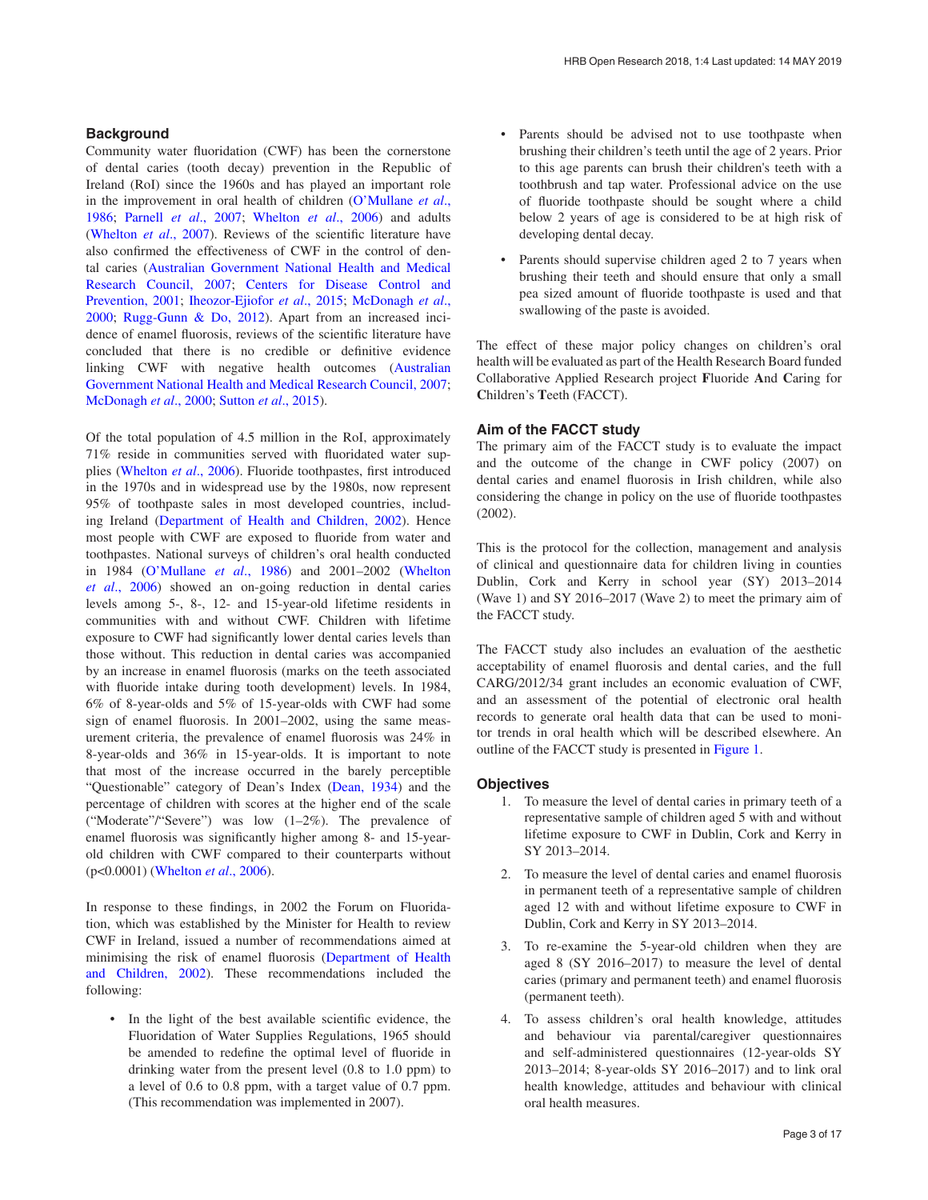## Background

Community water fluoridation (CWF) has been the cornerstone of dental caries (tooth decay) prevention in the Republic of Ireland (RoI) since the 1960s and has played an important role in the improvement in oral health of children (O'Mullane *et al*., 1986; Parnell *et al*., 2007; Whelton *et al*., 2006) and adults (Whelton *et al*., 2007). Reviews of the scientific literature have also confirmed the effectiveness of CWF in the control of dental caries (Australian Government National Health and Medical Research Council, 2007; Centers for Disease Control and Prevention, 2001; Iheozor-Ejiofor *et al*., 2015; McDonagh *et al*., 2000; Rugg-Gunn & Do, 2012). Apart from an increased incidence of enamel fluorosis, reviews of the scientific literature have concluded that there is no credible or definitive evidence linking CWF with negative health outcomes (Australian Government National Health and Medical Research Council, 2007; McDonagh *et al*., 2000; Sutton *et al*., 2015).

Of the total population of 4.5 million in the RoI, approximately 71% reside in communities served with fluoridated water supplies (Whelton *et al*., 2006). Fluoride toothpastes, first introduced in the 1970s and in widespread use by the 1980s, now represent 95% of toothpaste sales in most developed countries, including Ireland (Department of Health and Children, 2002). Hence most people with CWF are exposed to fluoride from water and toothpastes. National surveys of children's oral health conducted in 1984 (O'Mullane *et al*., 1986) and 2001–2002 (Whelton *et al*., 2006) showed an on-going reduction in dental caries levels among 5-, 8-, 12- and 15-year-old lifetime residents in communities with and without CWF. Children with lifetime exposure to CWF had significantly lower dental caries levels than those without. This reduction in dental caries was accompanied by an increase in enamel fluorosis (marks on the teeth associated with fluoride intake during tooth development) levels. In 1984, 6% of 8-year-olds and 5% of 15-year-olds with CWF had some sign of enamel fluorosis. In 2001–2002, using the same measurement criteria, the prevalence of enamel fluorosis was 24% in 8-year-olds and 36% in 15-year-olds. It is important to note that most of the increase occurred in the barely perceptible "Questionable" category of Dean's Index (Dean, 1934) and the percentage of children with scores at the higher end of the scale ("Moderate"/"Severe") was low (1–2%). The prevalence of enamel fluorosis was significantly higher among 8- and 15-year-old children with CWF compared to their counterparts without ($p<0.0001$) (Whelton *et al*., 2006).

In response to these findings, in 2002 the Forum on Fluoridation, which was established by the Minister for Health to review CWF in Ireland, issued a number of recommendations aimed at minimising the risk of enamel fluorosis (Department of Health and Children, 2002). These recommendations included the following:

- In the light of the best available scientific evidence, the Fluoridation of Water Supplies Regulations, 1965 should be amended to redefine the optimal level of fluoride in drinking water from the present level (0.8 to 1.0 ppm) to a level of 0.6 to 0.8 ppm, with a target value of 0.7 ppm. (This recommendation was implemented in 2007).
- Parents should be advised not to use toothpaste when brushing their children's teeth until the age of 2 years. Prior to this age parents can brush their children's teeth with a toothbrush and tap water. Professional advice on the use of fluoride toothpaste should be sought where a child below 2 years of age is considered to be at high risk of developing dental decay.
- Parents should supervise children aged 2 to 7 years when brushing their teeth and should ensure that only a small pea sized amount of fluoride toothpaste is used and that swallowing of the paste is avoided.

The effect of these major policy changes on children's oral health will be evaluated as part of the Health Research Board funded Collaborative Applied Research project **F**luoride **A**nd **C**aring for **C**hildren's **T**eeth (FACCT).

## Aim of the FACCT study

The primary aim of the FACCT study is to evaluate the impact and the outcome of the change in CWF policy (2007) on dental caries and enamel fluorosis in Irish children, while also considering the change in policy on the use of fluoride toothpastes (2002).

This is the protocol for the collection, management and analysis of clinical and questionnaire data for children living in counties Dublin, Cork and Kerry in school year (SY) 2013–2014 (Wave 1) and SY 2016–2017 (Wave 2) to meet the primary aim of the FACCT study.

The FACCT study also includes an evaluation of the aesthetic acceptability of enamel fluorosis and dental caries, and the full CARG/2012/34 grant includes an economic evaluation of CWF, and an assessment of the potential of electronic oral health records to generate oral health data that can be used to monitor trends in oral health which will be described elsewhere. An outline of the FACCT study is presented in Figure 1.

## Objectives

1. To measure the level of dental caries in primary teeth of a representative sample of children aged 5 with and without lifetime exposure to CWF in Dublin, Cork and Kerry in SY 2013–2014.
2. To measure the level of dental caries and enamel fluorosis in permanent teeth of a representative sample of children aged 12 with and without lifetime exposure to CWF in Dublin, Cork and Kerry in SY 2013–2014.
3. To re-examine the 5-year-old children when they are aged 8 (SY 2016–2017) to measure the level of dental caries (primary and permanent teeth) and enamel fluorosis (permanent teeth).
4. To assess children's oral health knowledge, attitudes and behaviour via parental/caregiver questionnaires and self-administered questionnaires (12-year-olds SY 2013–2014; 8-year-olds SY 2016–2017) and to link oral health knowledge, attitudes and behaviour with clinical oral health measures.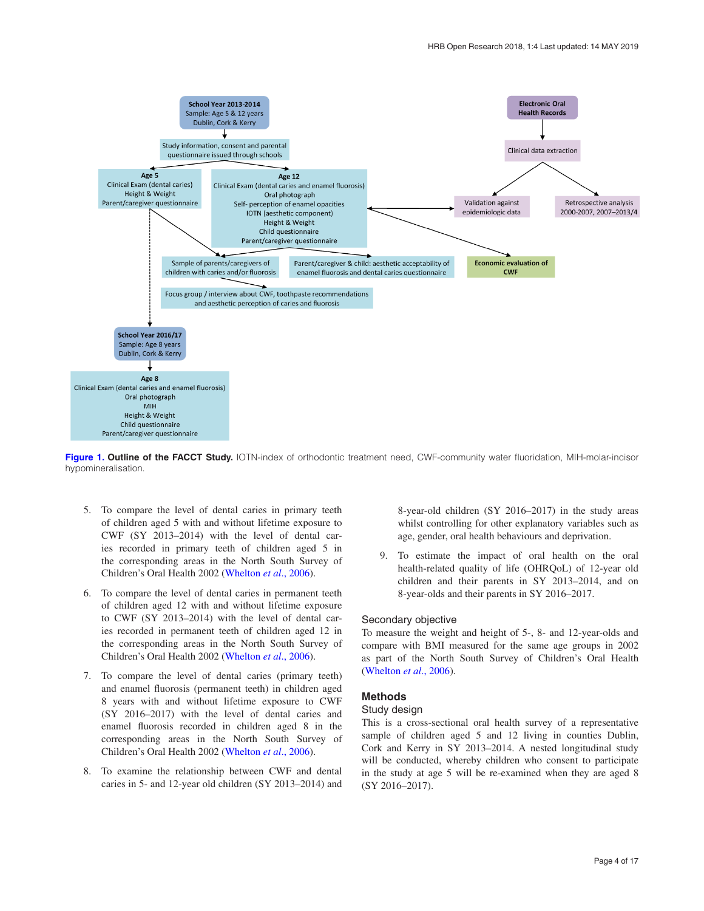**Figure 1. Outline of the FACCT Study.** IOTN-index of orthodontic treatment need, CWF-community water fluoridation, MIH-molar-incisor hypomineralisation.

5. To compare the level of dental caries in primary teeth of children aged 5 with and without lifetime exposure to CWF (SY 2013–2014) with the level of dental caries recorded in primary teeth of children aged 5 in the corresponding areas in the North South Survey of Children's Oral Health 2002 (Whelton *et al.*, 2006).

6. To compare the level of dental caries in permanent teeth of children aged 12 with and without lifetime exposure to CWF (SY 2013–2014) with the level of dental caries recorded in permanent teeth of children aged 12 in the corresponding areas in the North South Survey of Children's Oral Health 2002 (Whelton *et al.*, 2006).

7. To compare the level of dental caries (primary teeth) and enamel fluorosis (permanent teeth) in children aged 8 years with and without lifetime exposure to CWF (SY 2016–2017) with the level of dental caries and enamel fluorosis recorded in children aged 8 in the corresponding areas in the North South Survey of Children's Oral Health 2002 (Whelton *et al.*, 2006).

8. To examine the relationship between CWF and dental caries in 5- and 12-year old children (SY 2013–2014) and 8-year-old children (SY 2016–2017) in the study areas whilst controlling for other explanatory variables such as age, gender, oral health behaviours and deprivation.

9. To estimate the impact of oral health on the oral health-related quality of life (OHRQoL) of 12-year old children and their parents in SY 2013–2014, and on 8-year-olds and their parents in SY 2016–2017.

### Secondary objective

To measure the weight and height of 5-, 8- and 12-year-olds and compare with BMI measured for the same age groups in 2002 as part of the North South Survey of Children's Oral Health (Whelton *et al.*, 2006).

## Methods

### Study design

This is a cross-sectional oral health survey of a representative sample of children aged 5 and 12 living in counties Dublin, Cork and Kerry in SY 2013–2014. A nested longitudinal study will be conducted, whereby children who consent to participate in the study at age 5 will be re-examined when they are aged 8 (SY 2016–2017).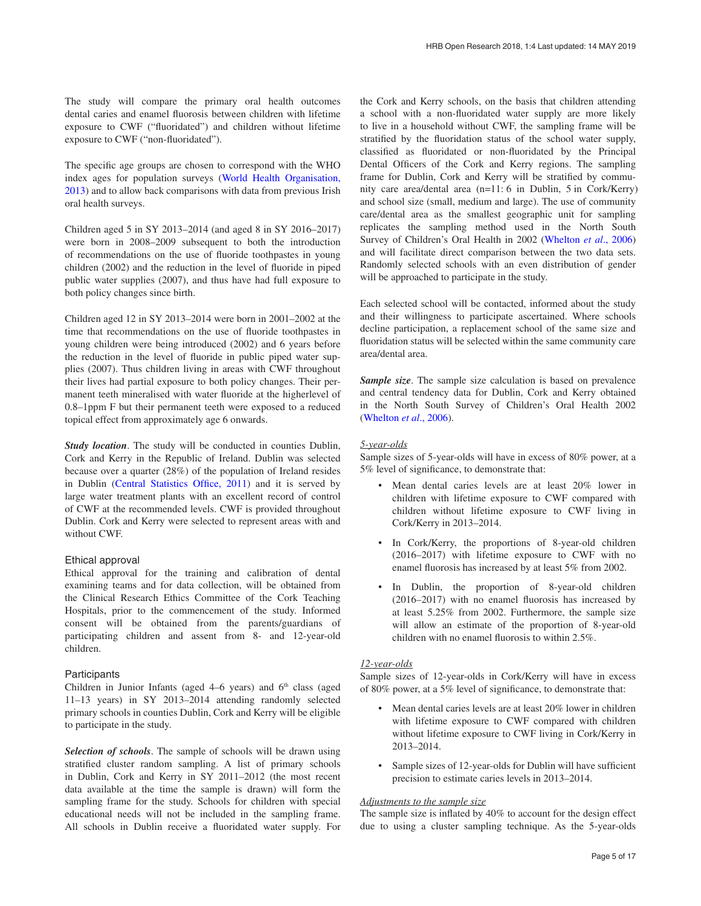The study will compare the primary oral health outcomes dental caries and enamel fluorosis between children with lifetime exposure to CWF ("fluoridated") and children without lifetime exposure to CWF ("non-fluoridated").

The specific age groups are chosen to correspond with the WHO index ages for population surveys (World Health Organisation, 2013) and to allow back comparisons with data from previous Irish oral health surveys.

Children aged 5 in SY 2013–2014 (and aged 8 in SY 2016–2017) were born in 2008–2009 subsequent to both the introduction of recommendations on the use of fluoride toothpastes in young children (2002) and the reduction in the level of fluoride in piped public water supplies (2007), and thus have had full exposure to both policy changes since birth.

Children aged 12 in SY 2013–2014 were born in 2001–2002 at the time that recommendations on the use of fluoride toothpastes in young children were being introduced (2002) and 6 years before the reduction in the level of fluoride in public piped water supplies (2007). Thus children living in areas with CWF throughout their lives had partial exposure to both policy changes. Their permanent teeth mineralised with water fluoride at the higherlevel of 0.8–1ppm F but their permanent teeth were exposed to a reduced topical effect from approximately age 6 onwards.

***Study location***. The study will be conducted in counties Dublin, Cork and Kerry in the Republic of Ireland. Dublin was selected because over a quarter (28%) of the population of Ireland resides in Dublin (Central Statistics Office, 2011) and it is served by large water treatment plants with an excellent record of control of CWF at the recommended levels. CWF is provided throughout Dublin. Cork and Kerry were selected to represent areas with and without CWF.

### Ethical approval

Ethical approval for the training and calibration of dental examining teams and for data collection, will be obtained from the Clinical Research Ethics Committee of the Cork Teaching Hospitals, prior to the commencement of the study. Informed consent will be obtained from the parents/guardians of participating children and assent from 8- and 12-year-old children.

### Participants

Children in Junior Infants (aged 4–6 years) and 6th class (aged 11–13 years) in SY 2013–2014 attending randomly selected primary schools in counties Dublin, Cork and Kerry will be eligible to participate in the study.

***Selection of schools***. The sample of schools will be drawn using stratified cluster random sampling. A list of primary schools in Dublin, Cork and Kerry in SY 2011–2012 (the most recent data available at the time the sample is drawn) will form the sampling frame for the study. Schools for children with special educational needs will not be included in the sampling frame. All schools in Dublin receive a fluoridated water supply. For the Cork and Kerry schools, on the basis that children attending a school with a non-fluoridated water supply are more likely to live in a household without CWF, the sampling frame will be stratified by the fluoridation status of the school water supply, classified as fluoridated or non-fluoridated by the Principal Dental Officers of the Cork and Kerry regions. The sampling frame for Dublin, Cork and Kerry will be stratified by community care area/dental area (n=11: 6 in Dublin, 5 in Cork/Kerry) and school size (small, medium and large). The use of community care/dental area as the smallest geographic unit for sampling replicates the sampling method used in the North South Survey of Children's Oral Health in 2002 (Whelton *et al*., 2006) and will facilitate direct comparison between the two data sets. Randomly selected schools with an even distribution of gender will be approached to participate in the study.

Each selected school will be contacted, informed about the study and their willingness to participate ascertained. Where schools decline participation, a replacement school of the same size and fluoridation status will be selected within the same community care area/dental area.

***Sample size***. The sample size calculation is based on prevalence and central tendency data for Dublin, Cork and Kerry obtained in the North South Survey of Children's Oral Health 2002 (Whelton *et al*., 2006).

*5-year-olds*

Sample sizes of 5-year-olds will have in excess of 80% power, at a 5% level of significance, to demonstrate that:

- Mean dental caries levels are at least 20% lower in children with lifetime exposure to CWF compared with children without lifetime exposure to CWF living in Cork/Kerry in 2013–2014.
- In Cork/Kerry, the proportions of 8-year-old children (2016–2017) with lifetime exposure to CWF with no enamel fluorosis has increased by at least 5% from 2002.
- In Dublin, the proportion of 8-year-old children (2016–2017) with no enamel fluorosis has increased by at least 5.25% from 2002. Furthermore, the sample size will allow an estimate of the proportion of 8-year-old children with no enamel fluorosis to within 2.5%.

*12-year-olds*

Sample sizes of 12-year-olds in Cork/Kerry will have in excess of 80% power, at a 5% level of significance, to demonstrate that:

- Mean dental caries levels are at least 20% lower in children with lifetime exposure to CWF compared with children without lifetime exposure to CWF living in Cork/Kerry in 2013–2014.
- Sample sizes of 12-year-olds for Dublin will have sufficient precision to estimate caries levels in 2013–2014.

*Adjustments to the sample size*

The sample size is inflated by 40% to account for the design effect due to using a cluster sampling technique. As the 5-year-olds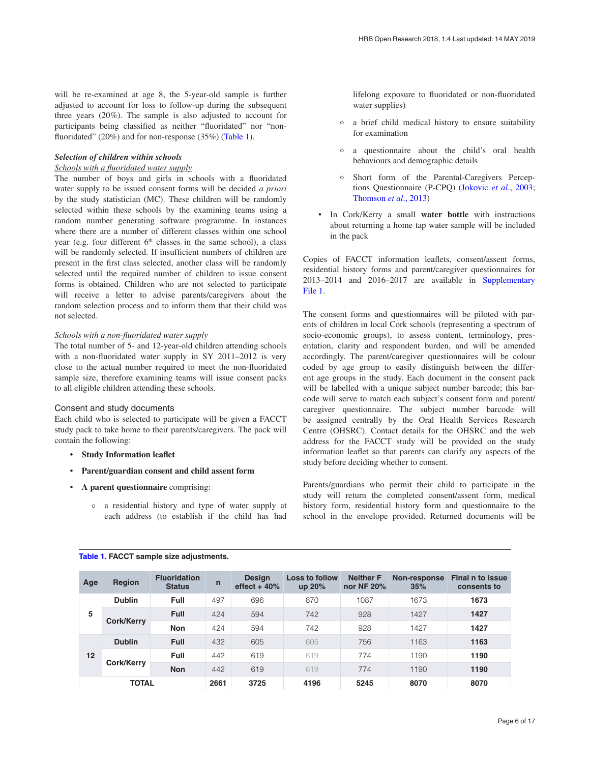will be re-examined at age 8, the 5-year-old sample is further adjusted to account for loss to follow-up during the subsequent three years (20%). The sample is also adjusted to account for participants being classified as neither "fluoridated" nor "non-fluoridated" (20%) and for non-response (35%) (Table 1).

***Selection of children within schools***

*Schools with a fluoridated water supply*

The number of boys and girls in schools with a fluoridated water supply to be issued consent forms will be decided *a priori* by the study statistician (MC). These children will be randomly selected within these schools by the examining teams using a random number generating software programme. In instances where there are a number of different classes within one school year (e.g. four different 6th classes in the same school), a class will be randomly selected. If insufficient numbers of children are present in the first class selected, another class will be randomly selected until the required number of children to issue consent forms is obtained. Children who are not selected to participate will receive a letter to advise parents/caregivers about the random selection process and to inform them that their child was not selected.

*Schools with a non-fluoridated water supply*

The total number of 5- and 12-year-old children attending schools with a non-fluoridated water supply in SY 2011–2012 is very close to the actual number required to meet the non-fluoridated sample size, therefore examining teams will issue consent packs to all eligible children attending these schools.

### Consent and study documents

Each child who is selected to participate will be given a FACCT study pack to take home to their parents/caregivers. The pack will contain the following:

- **Study Information leaflet**
- **Parent/guardian consent and child assent form**
- **A parent questionnaire** comprising:
    - a residential history and type of water supply at each address (to establish if the child has had lifelong exposure to fluoridated or non-fluoridated water supplies)
    - a brief child medical history to ensure suitability for examination
    - a questionnaire about the child's oral health behaviours and demographic details
    - Short form of the Parental-Caregivers Perceptions Questionnaire (P-CPQ) (Jokovic *et al.*, 2003; Thomson *et al.*, 2013)
- In Cork/Kerry a small **water bottle** with instructions about returning a home tap water sample will be included in the pack

Copies of FACCT information leaflets, consent/assent forms, residential history forms and parent/caregiver questionnaires for 2013–2014 and 2016–2017 are available in Supplementary File 1.

The consent forms and questionnaires will be piloted with parents of children in local Cork schools (representing a spectrum of socio-economic groups), to assess content, terminology, presentation, clarity and respondent burden, and will be amended accordingly. The parent/caregiver questionnaires will be colour coded by age group to easily distinguish between the different age groups in the study. Each document in the consent pack will be labelled with a unique subject number barcode; this barcode will serve to match each subject's consent form and parent/caregiver questionnaire. The subject number barcode will be assigned centrally by the Oral Health Services Research Centre (OHSRC). Contact details for the OHSRC and the web address for the FACCT study will be provided on the study information leaflet so that parents can clarify any aspects of the study before deciding whether to consent.

Parents/guardians who permit their child to participate in the study will return the completed consent/assent form, medical history form, residential history form and questionnaire to the school in the envelope provided. Returned documents will be

**Table 1. FACCT sample size adjustments.**

| Age | Region | Fluoridation Status | n | Design effect + 40% | Loss to follow up 20% | Neither F nor NF 20% | Non-response 35% | Final n to issue consents to |
|---|---|---|---|---|---|---|---|---|
| 5 | Dublin | Full | 497 | 696 | 870 | 1087 | 1673 | **1673** |
| | Cork/Kerry | Full | 424 | 594 | 742 | 928 | 1427 | **1427** |
| | | Non | 424 | 594 | 742 | 928 | 1427 | **1427** |
| 12 | Dublin | Full | 432 | 605 | 605 | 756 | 1163 | **1163** |
| | Cork/Kerry | Full | 442 | 619 | 619 | 774 | 1190 | **1190** |
| | | Non | 442 | 619 | 619 | 774 | 1190 | **1190** |
| **TOTAL** | | | **2661** | **3725** | **4196** | **5245** | **8070** | **8070** |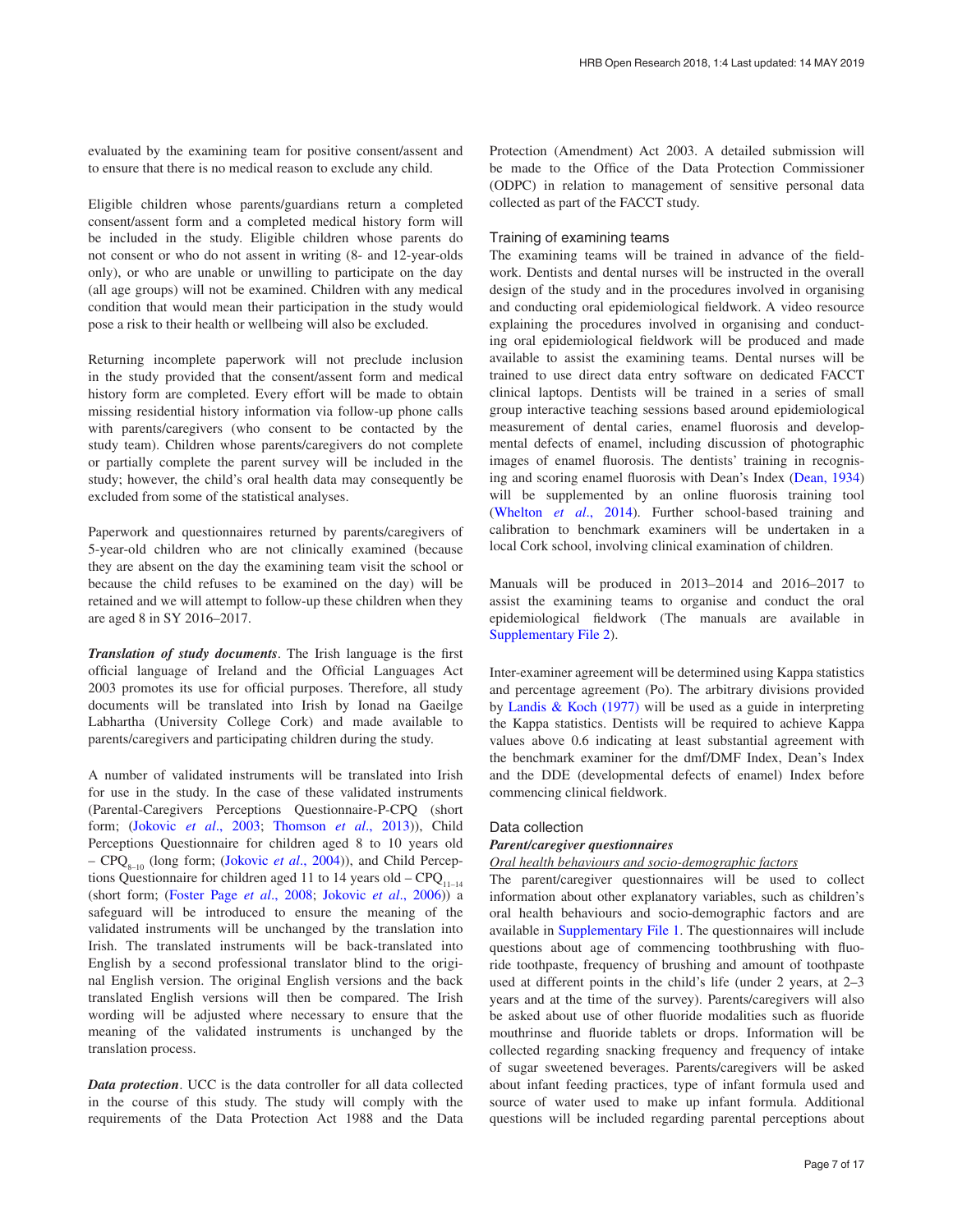evaluated by the examining team for positive consent/assent and to ensure that there is no medical reason to exclude any child.

Eligible children whose parents/guardians return a completed consent/assent form and a completed medical history form will be included in the study. Eligible children whose parents do not consent or who do not assent in writing (8- and 12-year-olds only), or who are unable or unwilling to participate on the day (all age groups) will not be examined. Children with any medical condition that would mean their participation in the study would pose a risk to their health or wellbeing will also be excluded.

Returning incomplete paperwork will not preclude inclusion in the study provided that the consent/assent form and medical history form are completed. Every effort will be made to obtain missing residential history information via follow-up phone calls with parents/caregivers (who consent to be contacted by the study team). Children whose parents/caregivers do not complete or partially complete the parent survey will be included in the study; however, the child's oral health data may consequently be excluded from some of the statistical analyses.

Paperwork and questionnaires returned by parents/caregivers of 5-year-old children who are not clinically examined (because they are absent on the day the examining team visit the school or because the child refuses to be examined on the day) will be retained and we will attempt to follow-up these children when they are aged 8 in SY 2016–2017.

***Translation of study documents***. The Irish language is the first official language of Ireland and the Official Languages Act 2003 promotes its use for official purposes. Therefore, all study documents will be translated into Irish by Ionad na Gaeilge Labhartha (University College Cork) and made available to parents/caregivers and participating children during the study.

A number of validated instruments will be translated into Irish for use in the study. In the case of these validated instruments (Parental-Caregivers Perceptions Questionnaire-P-CPQ (short form; (Jokovic *et al*., 2003; Thomson *et al*., 2013)), Child Perceptions Questionnaire for children aged 8 to 10 years old – $CPQ_{8-10}$ (long form; (Jokovic *et al*., 2004)), and Child Perceptions Questionnaire for children aged 11 to 14 years old – $CPQ_{11-14}$ (short form; (Foster Page *et al*., 2008; Jokovic *et al*., 2006)) a safeguard will be introduced to ensure the meaning of the validated instruments will be unchanged by the translation into Irish. The translated instruments will be back-translated into English by a second professional translator blind to the original English version. The original English versions and the back translated English versions will then be compared. The Irish wording will be adjusted where necessary to ensure that the meaning of the validated instruments is unchanged by the translation process.

***Data protection***. UCC is the data controller for all data collected in the course of this study. The study will comply with the requirements of the Data Protection Act 1988 and the Data Protection (Amendment) Act 2003. A detailed submission will be made to the Office of the Data Protection Commissioner (ODPC) in relation to management of sensitive personal data collected as part of the FACCT study.

### Training of examining teams

The examining teams will be trained in advance of the fieldwork. Dentists and dental nurses will be instructed in the overall design of the study and in the procedures involved in organising and conducting oral epidemiological fieldwork. A video resource explaining the procedures involved in organising and conducting oral epidemiological fieldwork will be produced and made available to assist the examining teams. Dental nurses will be trained to use direct data entry software on dedicated FACCT clinical laptops. Dentists will be trained in a series of small group interactive teaching sessions based around epidemiological measurement of dental caries, enamel fluorosis and developmental defects of enamel, including discussion of photographic images of enamel fluorosis. The dentists' training in recognising and scoring enamel fluorosis with Dean's Index (Dean, 1934) will be supplemented by an online fluorosis training tool (Whelton *et al*., 2014). Further school-based training and calibration to benchmark examiners will be undertaken in a local Cork school, involving clinical examination of children.

Manuals will be produced in 2013–2014 and 2016–2017 to assist the examining teams to organise and conduct the oral epidemiological fieldwork (The manuals are available in Supplementary File 2).

Inter-examiner agreement will be determined using Kappa statistics and percentage agreement (Po). The arbitrary divisions provided by Landis & Koch (1977) will be used as a guide in interpreting the Kappa statistics. Dentists will be required to achieve Kappa values above 0.6 indicating at least substantial agreement with the benchmark examiner for the dmf/DMF Index, Dean's Index and the DDE (developmental defects of enamel) Index before commencing clinical fieldwork.

### Data collection

***Parent/caregiver questionnaires***

<u>*Oral health behaviours and socio-demographic factors*</u>

The parent/caregiver questionnaires will be used to collect information about other explanatory variables, such as children's oral health behaviours and socio-demographic factors and are available in Supplementary File 1. The questionnaires will include questions about age of commencing toothbrushing with fluoride toothpaste, frequency of brushing and amount of toothpaste used at different points in the child's life (under 2 years, at 2–3 years and at the time of the survey). Parents/caregivers will also be asked about use of other fluoride modalities such as fluoride mouthrinse and fluoride tablets or drops. Information will be collected regarding snacking frequency and frequency of intake of sugar sweetened beverages. Parents/caregivers will be asked about infant feeding practices, type of infant formula used and source of water used to make up infant formula. Additional questions will be included regarding parental perceptions about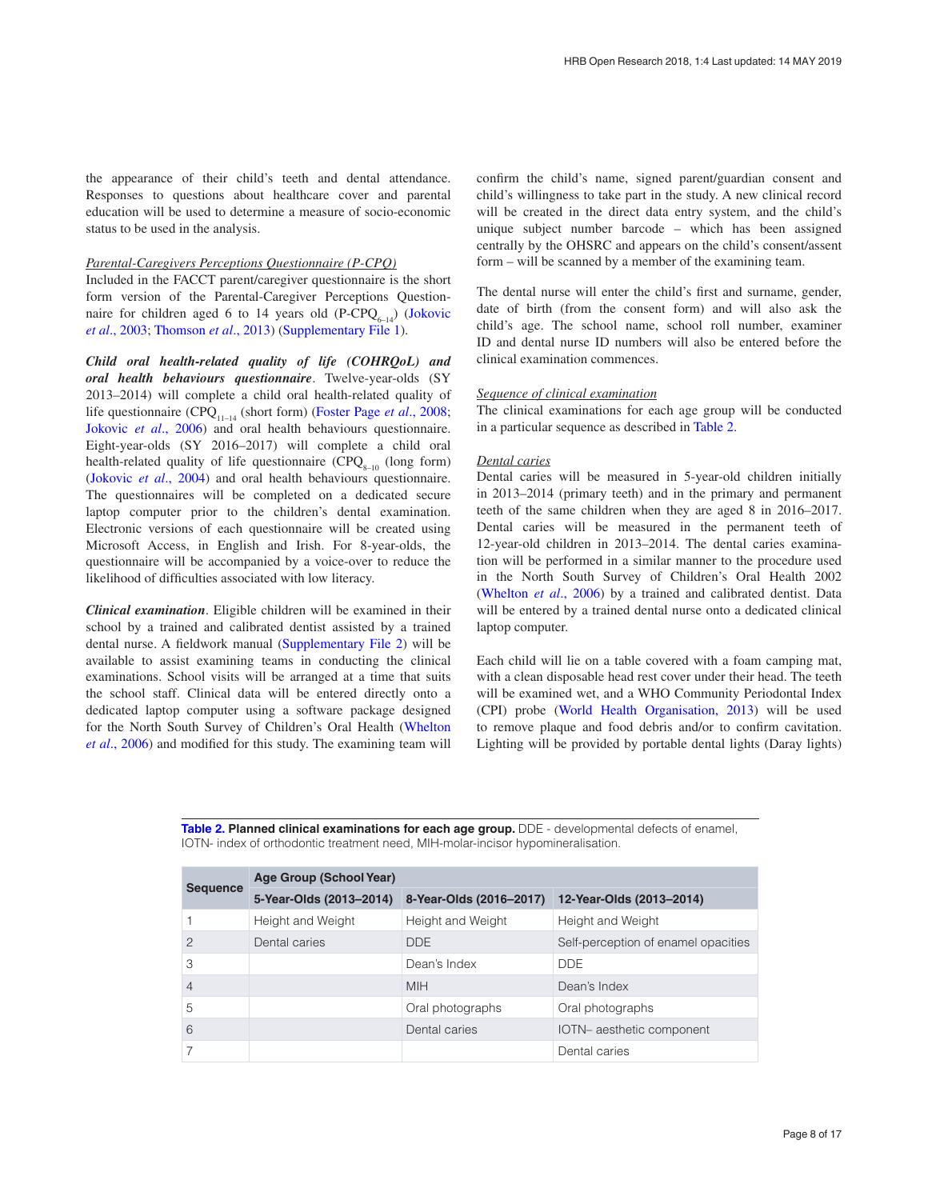the appearance of their child's teeth and dental attendance. Responses to questions about healthcare cover and parental education will be used to determine a measure of socio-economic status to be used in the analysis.

*Parental-Caregivers Perceptions Questionnaire (P-CPQ)*

Included in the FACCT parent/caregiver questionnaire is the short form version of the Parental-Caregiver Perceptions Questionnaire for children aged 6 to 14 years old (P-$CPQ_{6–14}$) (Jokovic *et al.*, 2003; Thomson *et al.*, 2013) (Supplementary File 1).

***Child oral health-related quality of life (COHRQoL) and oral health behaviours questionnaire***. Twelve-year-olds (SY 2013–2014) will complete a child oral health-related quality of life questionnaire ($CPQ_{11–14}$ (short form) (Foster Page *et al.*, 2008; Jokovic *et al.*, 2006) and oral health behaviours questionnaire. Eight-year-olds (SY 2016–2017) will complete a child oral health-related quality of life questionnaire ($CPQ_{8–10}$ (long form) (Jokovic *et al.*, 2004) and oral health behaviours questionnaire. The questionnaires will be completed on a dedicated secure laptop computer prior to the children's dental examination. Electronic versions of each questionnaire will be created using Microsoft Access, in English and Irish. For 8-year-olds, the questionnaire will be accompanied by a voice-over to reduce the likelihood of difficulties associated with low literacy.

***Clinical examination***. Eligible children will be examined in their school by a trained and calibrated dentist assisted by a trained dental nurse. A fieldwork manual (Supplementary File 2) will be available to assist examining teams in conducting the clinical examinations. School visits will be arranged at a time that suits the school staff. Clinical data will be entered directly onto a dedicated laptop computer using a software package designed for the North South Survey of Children's Oral Health (Whelton *et al.*, 2006) and modified for this study. The examining team will confirm the child's name, signed parent/guardian consent and child's willingness to take part in the study. A new clinical record will be created in the direct data entry system, and the child's unique subject number barcode – which has been assigned centrally by the OHSRC and appears on the child's consent/assent form – will be scanned by a member of the examining team.

The dental nurse will enter the child's first and surname, gender, date of birth (from the consent form) and will also ask the child's age. The school name, school roll number, examiner ID and dental nurse ID numbers will also be entered before the clinical examination commences.

*Sequence of clinical examination*

The clinical examinations for each age group will be conducted in a particular sequence as described in Table 2.

*Dental caries*

Dental caries will be measured in 5-year-old children initially in 2013–2014 (primary teeth) and in the primary and permanent teeth of the same children when they are aged 8 in 2016–2017. Dental caries will be measured in the permanent teeth of 12-year-old children in 2013–2014. The dental caries examination will be performed in a similar manner to the procedure used in the North South Survey of Children's Oral Health 2002 (Whelton *et al.*, 2006) by a trained and calibrated dentist. Data will be entered by a trained dental nurse onto a dedicated clinical laptop computer.

Each child will lie on a table covered with a foam camping mat, with a clean disposable head rest cover under their head. The teeth will be examined wet, and a WHO Community Periodontal Index (CPI) probe (World Health Organisation, 2013) will be used to remove plaque and food debris and/or to confirm cavitation. Lighting will be provided by portable dental lights (Daray lights)

**Table 2. Planned clinical examinations for each age group.** DDE - developmental defects of enamel, IOTN- index of orthodontic treatment need, MIH-molar-incisor hypomineralisation.

| Sequence | Age Group (School Year) | | |
|---|---|---|---|
| | 5-Year-Olds (2013–2014) | 8-Year-Olds (2016–2017) | 12-Year-Olds (2013–2014) |
| 1 | Height and Weight | Height and Weight | Height and Weight |
| 2 | Dental caries | DDE | Self-perception of enamel opacities |
| 3 | | Dean's Index | DDE |
| 4 | | MIH | Dean's Index |
| 5 | | Oral photographs | Oral photographs |
| 6 | | Dental caries | IOTN– aesthetic component |
| 7 | | | Dental caries |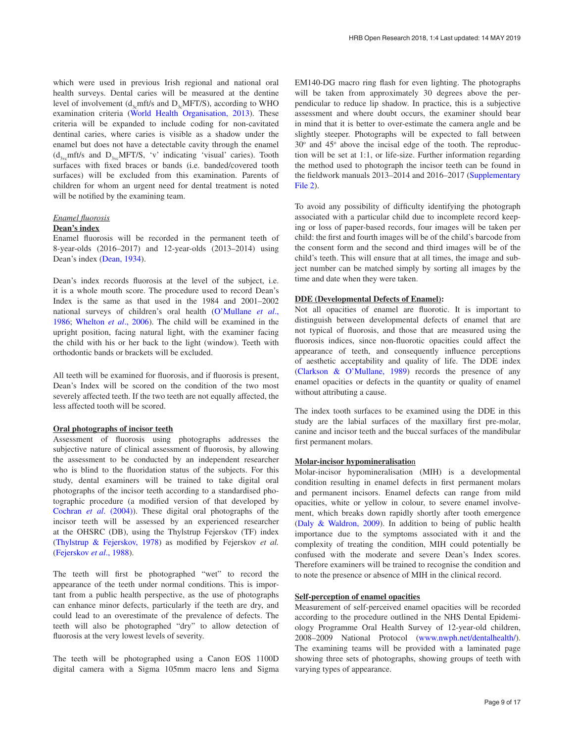which were used in previous Irish regional and national oral health surveys. Dental caries will be measured at the dentine level of involvement ($d_{3c}$mft/s and $D_{3c}$MFT/S), according to WHO examination criteria (World Health Organisation, 2013). These criteria will be expanded to include coding for non-cavitated dentinal caries, where caries is visible as a shadow under the enamel but does not have a detectable cavity through the enamel ($d_{3vc}$mft/s and $D_{3vc}$MFT/S, 'v' indicating 'visual' caries). Tooth surfaces with fixed braces or bands (i.e. banded/covered tooth surfaces) will be excluded from this examination. Parents of children for whom an urgent need for dental treatment is noted will be notified by the examining team.

*Enamel fluorosis*

**Dean's index**

Enamel fluorosis will be recorded in the permanent teeth of 8-year-olds (2016–2017) and 12-year-olds (2013–2014) using Dean's index (Dean, 1934).

Dean's index records fluorosis at the level of the subject, i.e. it is a whole mouth score. The procedure used to record Dean's Index is the same as that used in the 1984 and 2001–2002 national surveys of children's oral health (O'Mullane *et al*., 1986; Whelton *et al*., 2006). The child will be examined in the upright position, facing natural light, with the examiner facing the child with his or her back to the light (window). Teeth with orthodontic bands or brackets will be excluded.

All teeth will be examined for fluorosis, and if fluorosis is present, Dean's Index will be scored on the condition of the two most severely affected teeth. If the two teeth are not equally affected, the less affected tooth will be scored.

**Oral photographs of incisor teeth**

Assessment of fluorosis using photographs addresses the subjective nature of clinical assessment of fluorosis, by allowing the assessment to be conducted by an independent researcher who is blind to the fluoridation status of the subjects. For this study, dental examiners will be trained to take digital oral photographs of the incisor teeth according to a standardised photographic procedure (a modified version of that developed by Cochran *et al*. (2004)). These digital oral photographs of the incisor teeth will be assessed by an experienced researcher at the OHSRC (DB), using the Thylstrup Fejerskov (TF) index (Thylstrup & Fejerskov, 1978) as modified by Fejerskov *et al.* (Fejerskov *et al*., 1988).

The teeth will first be photographed "wet" to record the appearance of the teeth under normal conditions. This is important from a public health perspective, as the use of photographs can enhance minor defects, particularly if the teeth are dry, and could lead to an overestimate of the prevalence of defects. The teeth will also be photographed "dry" to allow detection of fluorosis at the very lowest levels of severity.

The teeth will be photographed using a Canon EOS 1100D digital camera with a Sigma 105mm macro lens and Sigma EM140-DG macro ring flash for even lighting. The photographs will be taken from approximately 30 degrees above the perpendicular to reduce lip shadow. In practice, this is a subjective assessment and where doubt occurs, the examiner should bear in mind that it is better to over-estimate the camera angle and be slightly steeper. Photographs will be expected to fall between 30° and 45° above the incisal edge of the tooth. The reproduction will be set at 1:1, or life-size. Further information regarding the method used to photograph the incisor teeth can be found in the fieldwork manuals 2013–2014 and 2016–2017 (Supplementary File 2).

To avoid any possibility of difficulty identifying the photograph associated with a particular child due to incomplete record keeping or loss of paper-based records, four images will be taken per child: the first and fourth images will be of the child's barcode from the consent form and the second and third images will be of the child's teeth. This will ensure that at all times, the image and subject number can be matched simply by sorting all images by the time and date when they were taken.

**DDE (Developmental Defects of Enamel):**

Not all opacities of enamel are fluorotic. It is important to distinguish between developmental defects of enamel that are not typical of fluorosis, and those that are measured using the fluorosis indices, since non-fluorotic opacities could affect the appearance of teeth, and consequently influence perceptions of aesthetic acceptability and quality of life. The DDE index (Clarkson & O'Mullane, 1989) records the presence of any enamel opacities or defects in the quantity or quality of enamel without attributing a cause.

The index tooth surfaces to be examined using the DDE in this study are the labial surfaces of the maxillary first pre-molar, canine and incisor teeth and the buccal surfaces of the mandibular first permanent molars.

**Molar-incisor hypomineralisation**

Molar-incisor hypomineralisation (MIH) is a developmental condition resulting in enamel defects in first permanent molars and permanent incisors. Enamel defects can range from mild opacities, white or yellow in colour, to severe enamel involvement, which breaks down rapidly shortly after tooth emergence (Daly & Waldron, 2009). In addition to being of public health importance due to the symptoms associated with it and the complexity of treating the condition, MIH could potentially be confused with the moderate and severe Dean's Index scores. Therefore examiners will be trained to recognise the condition and to note the presence or absence of MIH in the clinical record.

**Self-perception of enamel opacities**

Measurement of self-perceived enamel opacities will be recorded according to the procedure outlined in the NHS Dental Epidemiology Programme Oral Health Survey of 12-year-old children, 2008–2009 National Protocol (www.nwph.net/dentalhealth/). The examining teams will be provided with a laminated page showing three sets of photographs, showing groups of teeth with varying types of appearance.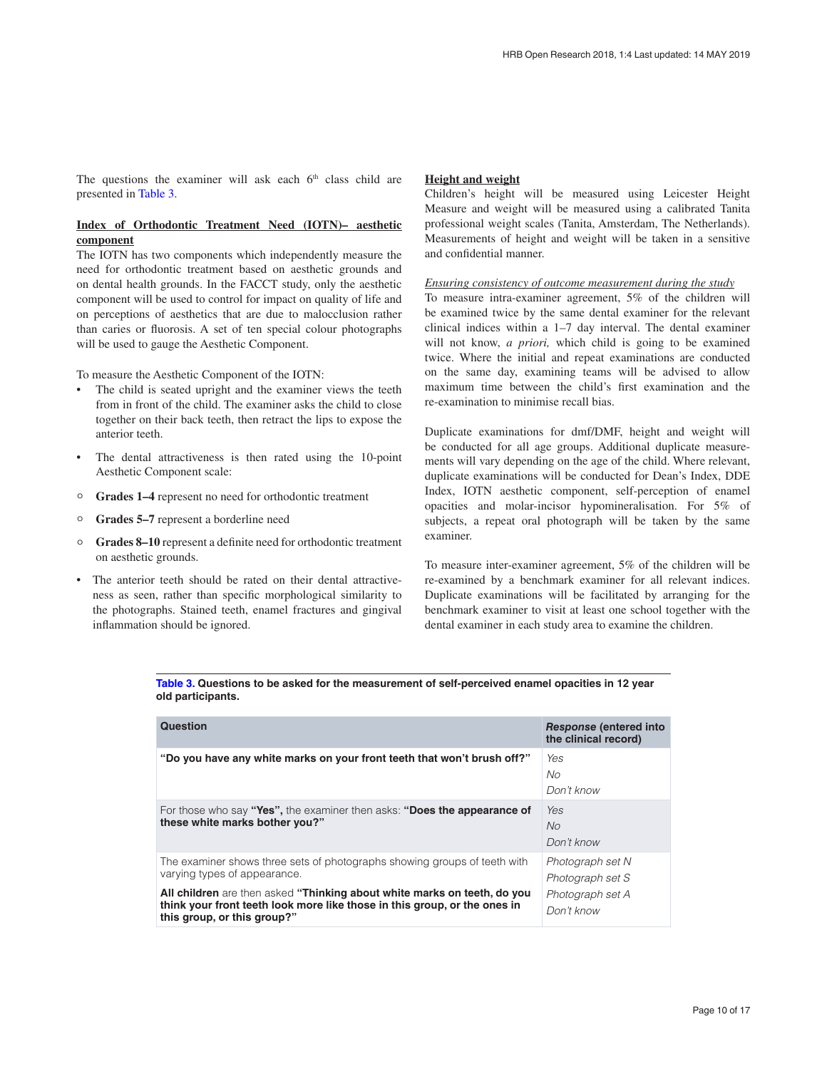The questions the examiner will ask each 6th class child are presented in Table 3.

### Index of Orthodontic Treatment Need (IOTN)– aesthetic component

The IOTN has two components which independently measure the need for orthodontic treatment based on aesthetic grounds and on dental health grounds. In the FACCT study, only the aesthetic component will be used to control for impact on quality of life and on perceptions of aesthetics that are due to malocclusion rather than caries or fluorosis. A set of ten special colour photographs will be used to gauge the Aesthetic Component.

To measure the Aesthetic Component of the IOTN:

- The child is seated upright and the examiner views the teeth from in front of the child. The examiner asks the child to close together on their back teeth, then retract the lips to expose the anterior teeth.
- The dental attractiveness is then rated using the 10-point Aesthetic Component scale:
    - **Grades 1–4** represent no need for orthodontic treatment
    - **Grades 5–7** represent a borderline need
    - **Grades 8–10** represent a definite need for orthodontic treatment on aesthetic grounds.
- The anterior teeth should be rated on their dental attractiveness as seen, rather than specific morphological similarity to the photographs. Stained teeth, enamel fractures and gingival inflammation should be ignored.

### Height and weight

Children's height will be measured using Leicester Height Measure and weight will be measured using a calibrated Tanita professional weight scales (Tanita, Amsterdam, The Netherlands). Measurements of height and weight will be taken in a sensitive and confidential manner.

#### *Ensuring consistency of outcome measurement during the study*

To measure intra-examiner agreement, 5% of the children will be examined twice by the same dental examiner for the relevant clinical indices within a 1–7 day interval. The dental examiner will not know, *a priori,* which child is going to be examined twice. Where the initial and repeat examinations are conducted on the same day, examining teams will be advised to allow maximum time between the child's first examination and the re-examination to minimise recall bias.

Duplicate examinations for dmf/DMF, height and weight will be conducted for all age groups. Additional duplicate measurements will vary depending on the age of the child. Where relevant, duplicate examinations will be conducted for Dean's Index, DDE Index, IOTN aesthetic component, self-perception of enamel opacities and molar-incisor hypomineralisation. For 5% of subjects, a repeat oral photograph will be taken by the same examiner.

To measure inter-examiner agreement, 5% of the children will be re-examined by a benchmark examiner for all relevant indices. Duplicate examinations will be facilitated by arranging for the benchmark examiner to visit at least one school together with the dental examiner in each study area to examine the children.

**Table 3. Questions to be asked for the measurement of self-perceived enamel opacities in 12 year old participants.**

| Question | *Response* (entered into the clinical record) |
|---|---|
| **"Do you have any white marks on your front teeth that won't brush off?"** | *Yes*<br>*No*<br>*Don't know* |
| For those who say **"Yes",** the examiner then asks: **"Does the appearance of these white marks bother you?"** | *Yes*<br>*No*<br>*Don't know* |
| The examiner shows three sets of photographs showing groups of teeth with varying types of appearance.<br>**All children** are then asked **"Thinking about white marks on teeth, do you think your front teeth look more like those in this group, or the ones in this group, or this group?"** | *Photograph set N*<br>*Photograph set S*<br>*Photograph set A*<br>*Don't know* |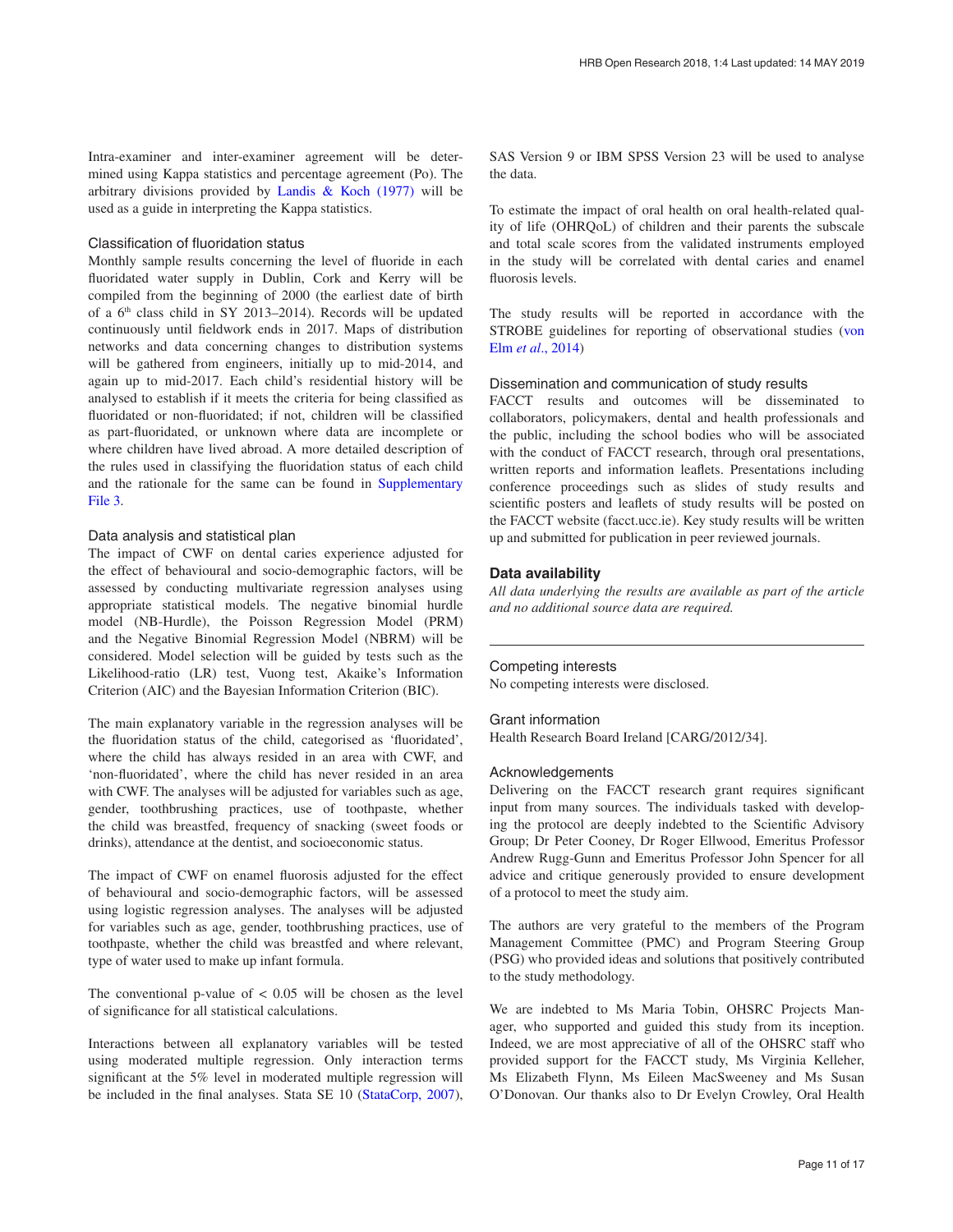Intra-examiner and inter-examiner agreement will be determined using Kappa statistics and percentage agreement (Po). The arbitrary divisions provided by Landis & Koch (1977) will be used as a guide in interpreting the Kappa statistics.

### Classification of fluoridation status

Monthly sample results concerning the level of fluoride in each fluoridated water supply in Dublin, Cork and Kerry will be compiled from the beginning of 2000 (the earliest date of birth of a 6th class child in SY 2013–2014). Records will be updated continuously until fieldwork ends in 2017. Maps of distribution networks and data concerning changes to distribution systems will be gathered from engineers, initially up to mid-2014, and again up to mid-2017. Each child's residential history will be analysed to establish if it meets the criteria for being classified as fluoridated or non-fluoridated; if not, children will be classified as part-fluoridated, or unknown where data are incomplete or where children have lived abroad. A more detailed description of the rules used in classifying the fluoridation status of each child and the rationale for the same can be found in Supplementary File 3.

### Data analysis and statistical plan

The impact of CWF on dental caries experience adjusted for the effect of behavioural and socio-demographic factors, will be assessed by conducting multivariate regression analyses using appropriate statistical models. The negative binomial hurdle model (NB-Hurdle), the Poisson Regression Model (PRM) and the Negative Binomial Regression Model (NBRM) will be considered. Model selection will be guided by tests such as the Likelihood-ratio (LR) test, Vuong test, Akaike's Information Criterion (AIC) and the Bayesian Information Criterion (BIC).

The main explanatory variable in the regression analyses will be the fluoridation status of the child, categorised as 'fluoridated', where the child has always resided in an area with CWF, and 'non-fluoridated', where the child has never resided in an area with CWF. The analyses will be adjusted for variables such as age, gender, toothbrushing practices, use of toothpaste, whether the child was breastfed, frequency of snacking (sweet foods or drinks), attendance at the dentist, and socioeconomic status.

The impact of CWF on enamel fluorosis adjusted for the effect of behavioural and socio-demographic factors, will be assessed using logistic regression analyses. The analyses will be adjusted for variables such as age, gender, toothbrushing practices, use of toothpaste, whether the child was breastfed and where relevant, type of water used to make up infant formula.

The conventional p-value of $< 0.05$ will be chosen as the level of significance for all statistical calculations.

Interactions between all explanatory variables will be tested using moderated multiple regression. Only interaction terms significant at the 5% level in moderated multiple regression will be included in the final analyses. Stata SE 10 (StataCorp, 2007), SAS Version 9 or IBM SPSS Version 23 will be used to analyse the data.

To estimate the impact of oral health on oral health-related quality of life (OHRQoL) of children and their parents the subscale and total scale scores from the validated instruments employed in the study will be correlated with dental caries and enamel fluorosis levels.

The study results will be reported in accordance with the STROBE guidelines for reporting of observational studies (von Elm *et al*., 2014)

### Dissemination and communication of study results

FACCT results and outcomes will be disseminated to collaborators, policymakers, dental and health professionals and the public, including the school bodies who will be associated with the conduct of FACCT research, through oral presentations, written reports and information leaflets. Presentations including conference proceedings such as slides of study results and scientific posters and leaflets of study results will be posted on the FACCT website (facct.ucc.ie). Key study results will be written up and submitted for publication in peer reviewed journals.

## Data availability

*All data underlying the results are available as part of the article and no additional source data are required.*

### Competing interests

No competing interests were disclosed.

### Grant information

Health Research Board Ireland [CARG/2012/34].

### Acknowledgements

Delivering on the FACCT research grant requires significant input from many sources. The individuals tasked with developing the protocol are deeply indebted to the Scientific Advisory Group; Dr Peter Cooney, Dr Roger Ellwood, Emeritus Professor Andrew Rugg-Gunn and Emeritus Professor John Spencer for all advice and critique generously provided to ensure development of a protocol to meet the study aim.

The authors are very grateful to the members of the Program Management Committee (PMC) and Program Steering Group (PSG) who provided ideas and solutions that positively contributed to the study methodology.

We are indebted to Ms Maria Tobin, OHSRC Projects Manager, who supported and guided this study from its inception. Indeed, we are most appreciative of all of the OHSRC staff who provided support for the FACCT study, Ms Virginia Kelleher, Ms Elizabeth Flynn, Ms Eileen MacSweeney and Ms Susan O'Donovan. Our thanks also to Dr Evelyn Crowley, Oral Health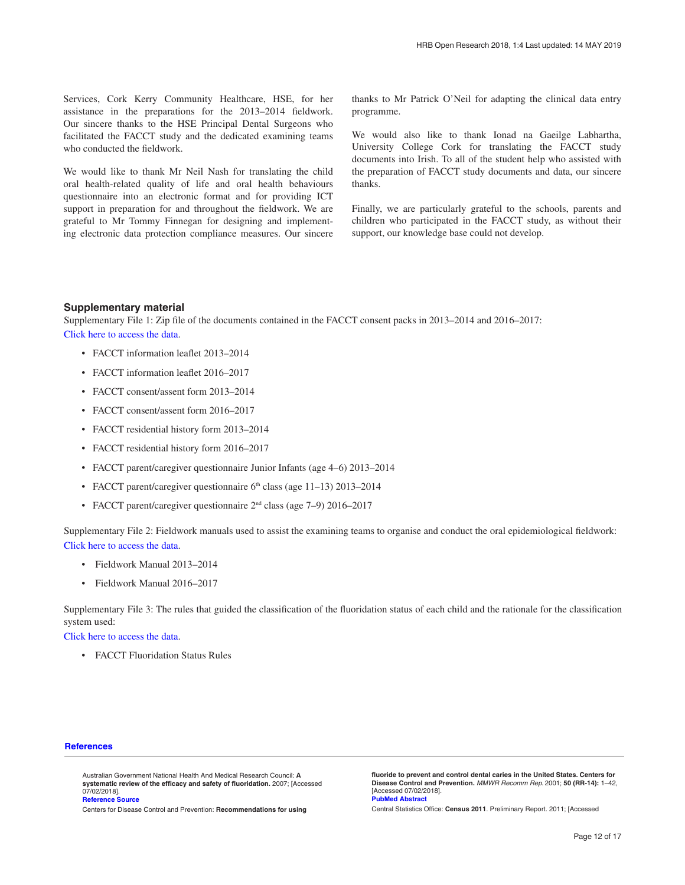Services, Cork Kerry Community Healthcare, HSE, for her assistance in the preparations for the 2013–2014 fieldwork. Our sincere thanks to the HSE Principal Dental Surgeons who facilitated the FACCT study and the dedicated examining teams who conducted the fieldwork.

We would like to thank Mr Neil Nash for translating the child oral health-related quality of life and oral health behaviours questionnaire into an electronic format and for providing ICT support in preparation for and throughout the fieldwork. We are grateful to Mr Tommy Finnegan for designing and implementing electronic data protection compliance measures. Our sincere thanks to Mr Patrick O'Neil for adapting the clinical data entry programme.

We would also like to thank Ionad na Gaeilge Labhartha, University College Cork for translating the FACCT study documents into Irish. To all of the student help who assisted with the preparation of FACCT study documents and data, our sincere thanks.

Finally, we are particularly grateful to the schools, parents and children who participated in the FACCT study, as without their support, our knowledge base could not develop.

## Supplementary material

Supplementary File 1: Zip file of the documents contained in the FACCT consent packs in 2013–2014 and 2016–2017:
Click here to access the data.

- FACCT information leaflet 2013–2014
- FACCT information leaflet 2016–2017
- FACCT consent/assent form 2013–2014
- FACCT consent/assent form 2016–2017
- FACCT residential history form 2013–2014
- FACCT residential history form 2016–2017
- FACCT parent/caregiver questionnaire Junior Infants (age 4–6) 2013–2014
- FACCT parent/caregiver questionnaire 6th class (age 11–13) 2013–2014
- FACCT parent/caregiver questionnaire 2nd class (age 7–9) 2016–2017

Supplementary File 2: Fieldwork manuals used to assist the examining teams to organise and conduct the oral epidemiological fieldwork:
Click here to access the data.

- Fieldwork Manual 2013–2014
- Fieldwork Manual 2016–2017

Supplementary File 3: The rules that guided the classification of the fluoridation status of each child and the rationale for the classification system used:
Click here to access the data.

- FACCT Fluoridation Status Rules

## References

Australian Government National Health And Medical Research Council: **A systematic review of the efficacy and safety of fluoridation.** 2007; [Accessed 07/02/2018].
**Reference Source**

Centers for Disease Control and Prevention: **Recommendations for using fluoride to prevent and control dental caries in the United States. Centers for Disease Control and Prevention.** *MMWR Recomm Rep.* 2001; **50 (RR-14):** 1–42, [Accessed 07/02/2018].
**PubMed Abstract**

Central Statistics Office: **Census 2011**. Preliminary Report. 2011; [Accessed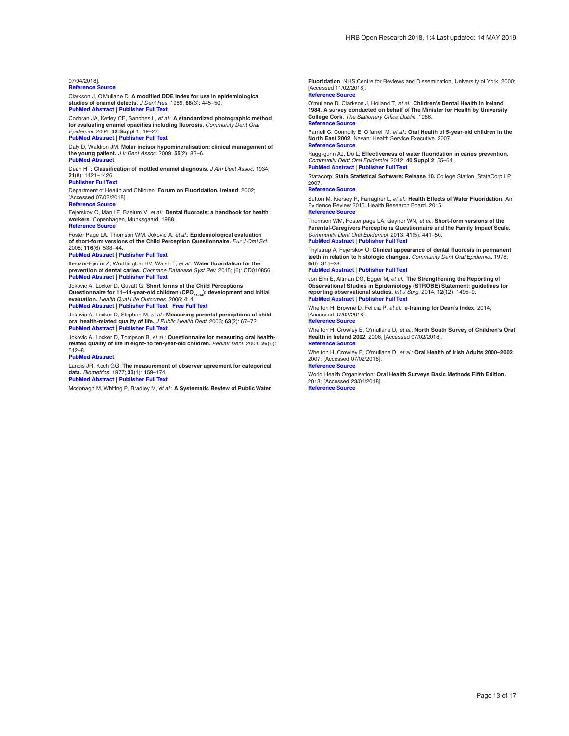07/04/2018].
Reference Source

Clarkson J, O'Mullane D: **A modified DDE Index for use in epidemiological studies of enamel defects.** *J Dent Res.* 1989; **68**(3): 445–50.
PubMed Abstract | Publisher Full Text

Cochran JA, Ketley CE, Sanches L, *et al.*: **A standardized photographic method for evaluating enamel opacities including fluorosis.** *Community Dent Oral Epidemiol.* 2004; **32 Suppl 1**: 19–27.
PubMed Abstract | Publisher Full Text

Daly D, Waldron JM: **Molar incisor hypomineralisation: clinical management of the young patient.** *J Ir Dent Assoc.* 2009; **55**(2): 83–6.
PubMed Abstract

Dean HT: **Classification of mottled enamel diagnosis.** *J Am Dent Assoc.* 1934; **21**(8): 1421–1426.
Publisher Full Text

Department of Health and Children: **Forum on Fluoridation, Ireland**. 2002; [Accessed 07/02/2018].
Reference Source

Fejerskov O, Manji F, Baelum V, *et al.*: **Dental fluorosis: a handbook for health workers**. Copenhagen, Munksgaard. 1988.
Reference Source

Foster Page LA, Thomson WM, Jokovic A, *et al.*: **Epidemiological evaluation of short-form versions of the Child Perception Questionnaire.** *Eur J Oral Sci.* 2008; **116**(6): 538–44.
PubMed Abstract | Publisher Full Text

Iheozor-Ejiofor Z, Worthington HV, Walsh T, *et al.*: **Water fluoridation for the prevention of dental caries.** *Cochrane Database Syst Rev.* 2015; (6): CD010856.
PubMed Abstract | Publisher Full Text

Jokovic A, Locker D, Guyatt G: **Short forms of the Child Perceptions Questionnaire for 11–14-year-old children ($CPQ_{11-14}$): development and initial evaluation.** *Health Qual Life Outcomes.* 2006; **4**: 4.
PubMed Abstract | Publisher Full Text | Free Full Text

Jokovic A, Locker D, Stephen M, *et al.*: **Measuring parental perceptions of child oral health-related quality of life.** *J Public Health Dent.* 2003; **63**(2): 67–72.
PubMed Abstract | Publisher Full Text

Jokovic A, Locker D, Tompson B, *et al.*: **Questionnaire for measuring oral health-related quality of life in eight- to ten-year-old children.** *Pediatr Dent.* 2004; **26**(6): 512–8.
PubMed Abstract

Landis JR, Koch GG: **The measurement of observer agreement for categorical data.** *Biometrics.* 1977; **33**(1): 159–174.
PubMed Abstract | Publisher Full Text

Mcdonagh M, Whiting P, Bradley M, *et al.*: **A Systematic Review of Public Water Fluoridation**. NHS Centre for Reviews and Dissemination, University of York. 2000; [Accessed 11/02/2018].
Reference Source

O'mullane D, Clarkson J, Holland T, *et al.*: **Children's Dental Health in Ireland 1984. A survey conducted on behalf of The Minister for Health by University College Cork.** *The Stationery Office Dublin.* 1986.
Reference Source

Parnell C, Connolly E, O'farrell M, *et al.*: **Oral Health of 5-year-old children in the North East 2002**. Navan: Health Service Executive. 2007.
Reference Source

Rugg-gunn AJ, Do L: **Effectiveness of water fluoridation in caries prevention.** *Community Dent Oral Epidemiol.* 2012; **40 Suppl 2**: 55–64.
PubMed Abstract | Publisher Full Text

Statacorp: **Stata Statistical Software: Release 10.** College Station, StataCorp LP. 2007.
Reference Source

Sutton M, Kiersey R, Farragher L, *et al.*: **Health Effects of Water Fluoridation**. An Evidence Review 2015. Health Research Board. 2015.
Reference Source

Thomson WM, Foster page LA, Gaynor WN, *et al.*: **Short-form versions of the Parental-Caregivers Perceptions Questionnaire and the Family Impact Scale.** *Community Dent Oral Epidemiol.* 2013; **41**(5): 441–50.
PubMed Abstract | Publisher Full Text

Thylstrup A, Fejerskov O: **Clinical appearance of dental fluorosis in permanent teeth in relation to histologic changes.** *Community Dent Oral Epidemiol.* 1978; **6**(6): 315–28.
PubMed Abstract | Publisher Full Text

von Elm E, Altman DG, Egger M, *et al.*: **The Strengthening the Reporting of Observational Studies in Epidemiology (STROBE) Statement: guidelines for reporting observational studies.** *Int J Surg.* 2014; **12**(12): 1495–9.
PubMed Abstract | Publisher Full Text

Whelton H, Browne D, Felicia P, *et al.*: **e-training for Dean's Index**. 2014; [Accessed 07/02/2018].
Reference Source

Whelton H, Crowley E, O'mullane D, *et al.*: **North South Survey of Children's Oral Health in Ireland 2002**. 2006; [Accessed 07/02/2018].
Reference Source

Whelton H, Crowley E, O'mullane D, *et al.*: **Oral Health of Irish Adults 2000–2002**. 2007; [Accessed 07/02/2018].
Reference Source

World Health Organisation: **Oral Health Surveys Basic Methods Fifth Edition.** 2013; [Accessed 23/01/2018].
Reference Source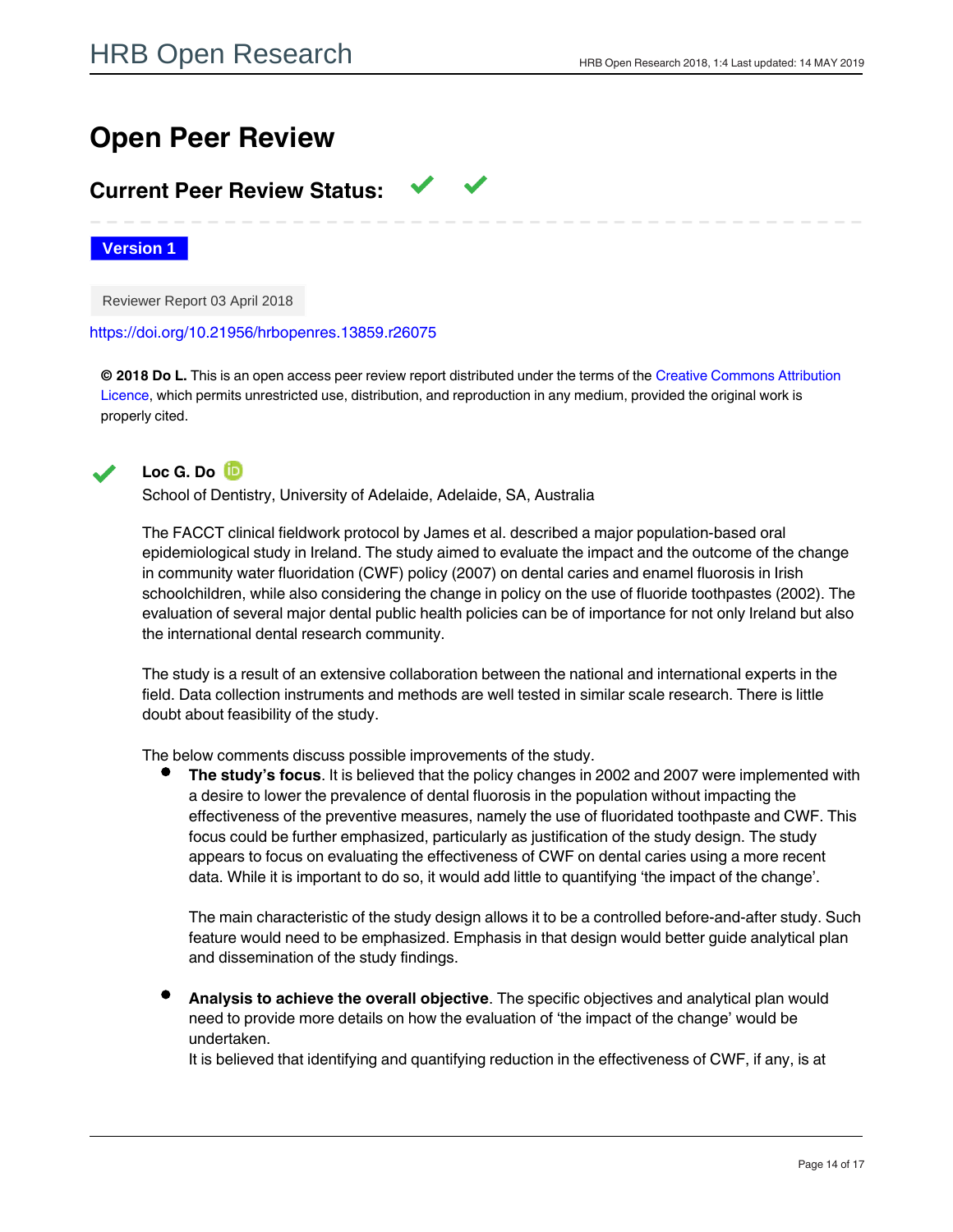# Open Peer Review

## Current Peer Review Status: ✓ ✓

**Version 1**

Reviewer Report 03 April 2018

https://doi.org/10.21956/hrbopenres.13859.r26075

**© 2018 Do L.** This is an open access peer review report distributed under the terms of the Creative Commons Attribution Licence, which permits unrestricted use, distribution, and reproduction in any medium, provided the original work is properly cited.

✓ **Loc G. Do**

School of Dentistry, University of Adelaide, Adelaide, SA, Australia

The FACCT clinical fieldwork protocol by James et al. described a major population-based oral epidemiological study in Ireland. The study aimed to evaluate the impact and the outcome of the change in community water fluoridation (CWF) policy (2007) on dental caries and enamel fluorosis in Irish schoolchildren, while also considering the change in policy on the use of fluoride toothpastes (2002). The evaluation of several major dental public health policies can be of importance for not only Ireland but also the international dental research community.

The study is a result of an extensive collaboration between the national and international experts in the field. Data collection instruments and methods are well tested in similar scale research. There is little doubt about feasibility of the study.

The below comments discuss possible improvements of the study.

- **The study's focus**. It is believed that the policy changes in 2002 and 2007 were implemented with a desire to lower the prevalence of dental fluorosis in the population without impacting the effectiveness of the preventive measures, namely the use of fluoridated toothpaste and CWF. This focus could be further emphasized, particularly as justification of the study design. The study appears to focus on evaluating the effectiveness of CWF on dental caries using a more recent data. While it is important to do so, it would add little to quantifying 'the impact of the change'.

  The main characteristic of the study design allows it to be a controlled before-and-after study. Such feature would need to be emphasized. Emphasis in that design would better guide analytical plan and dissemination of the study findings.

- **Analysis to achieve the overall objective**. The specific objectives and analytical plan would need to provide more details on how the evaluation of 'the impact of the change' would be undertaken.
  It is believed that identifying and quantifying reduction in the effectiveness of CWF, if any, is at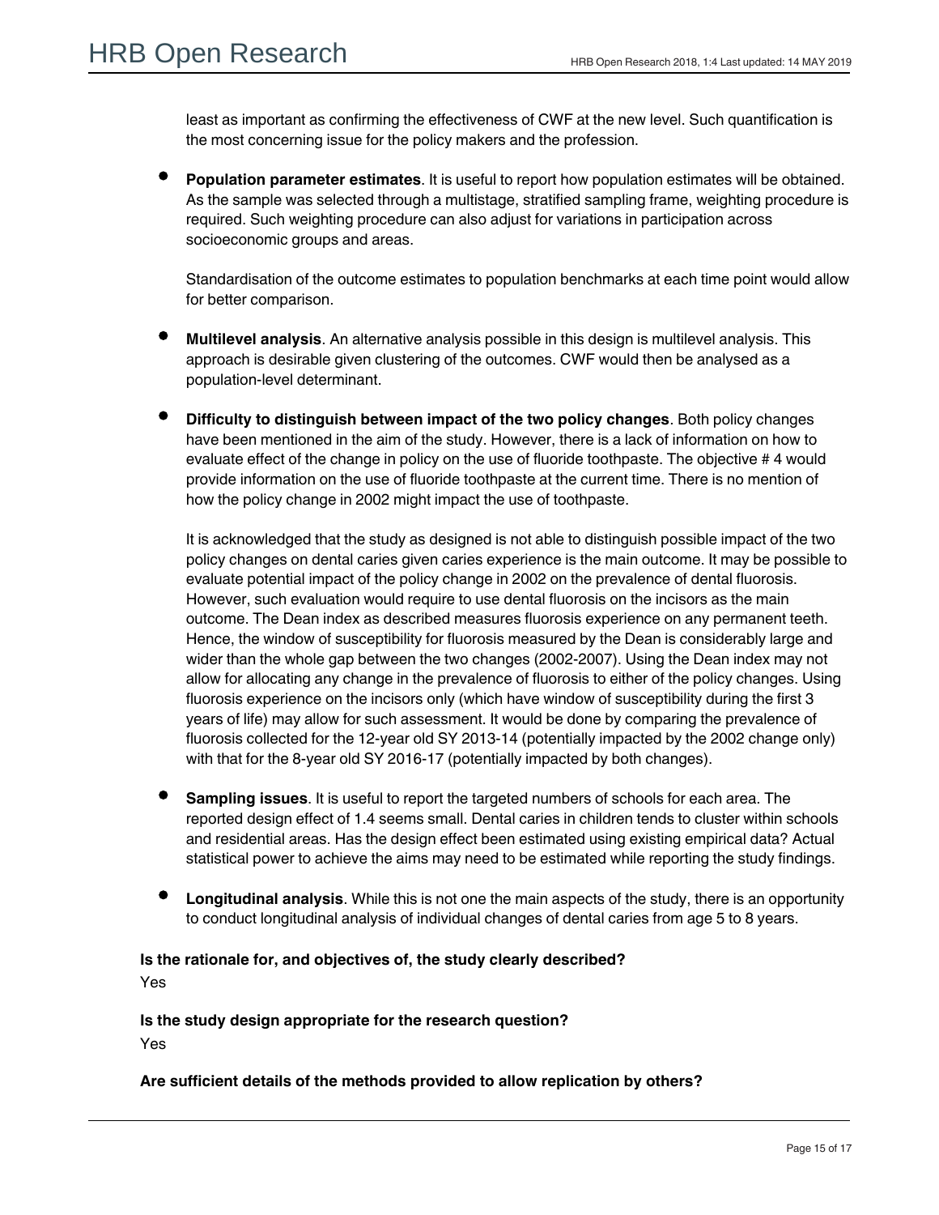least as important as confirming the effectiveness of CWF at the new level. Such quantification is the most concerning issue for the policy makers and the profession.

- **Population parameter estimates**. It is useful to report how population estimates will be obtained. As the sample was selected through a multistage, stratified sampling frame, weighting procedure is required. Such weighting procedure can also adjust for variations in participation across socioeconomic groups and areas.

  Standardisation of the outcome estimates to population benchmarks at each time point would allow for better comparison.

- **Multilevel analysis**. An alternative analysis possible in this design is multilevel analysis. This approach is desirable given clustering of the outcomes. CWF would then be analysed as a population-level determinant.

- **Difficulty to distinguish between impact of the two policy changes**. Both policy changes have been mentioned in the aim of the study. However, there is a lack of information on how to evaluate effect of the change in policy on the use of fluoride toothpaste. The objective # 4 would provide information on the use of fluoride toothpaste at the current time. There is no mention of how the policy change in 2002 might impact the use of toothpaste.

  It is acknowledged that the study as designed is not able to distinguish possible impact of the two policy changes on dental caries given caries experience is the main outcome. It may be possible to evaluate potential impact of the policy change in 2002 on the prevalence of dental fluorosis. However, such evaluation would require to use dental fluorosis on the incisors as the main outcome. The Dean index as described measures fluorosis experience on any permanent teeth. Hence, the window of susceptibility for fluorosis measured by the Dean is considerably large and wider than the whole gap between the two changes (2002-2007). Using the Dean index may not allow for allocating any change in the prevalence of fluorosis to either of the policy changes. Using fluorosis experience on the incisors only (which have window of susceptibility during the first 3 years of life) may allow for such assessment. It would be done by comparing the prevalence of fluorosis collected for the 12-year old SY 2013-14 (potentially impacted by the 2002 change only) with that for the 8-year old SY 2016-17 (potentially impacted by both changes).

- **Sampling issues**. It is useful to report the targeted numbers of schools for each area. The reported design effect of 1.4 seems small. Dental caries in children tends to cluster within schools and residential areas. Has the design effect been estimated using existing empirical data? Actual statistical power to achieve the aims may need to be estimated while reporting the study findings.

- **Longitudinal analysis**. While this is not one the main aspects of the study, there is an opportunity to conduct longitudinal analysis of individual changes of dental caries from age 5 to 8 years.

**Is the rationale for, and objectives of, the study clearly described?**

Yes

**Is the study design appropriate for the research question?**

Yes

**Are sufficient details of the methods provided to allow replication by others?**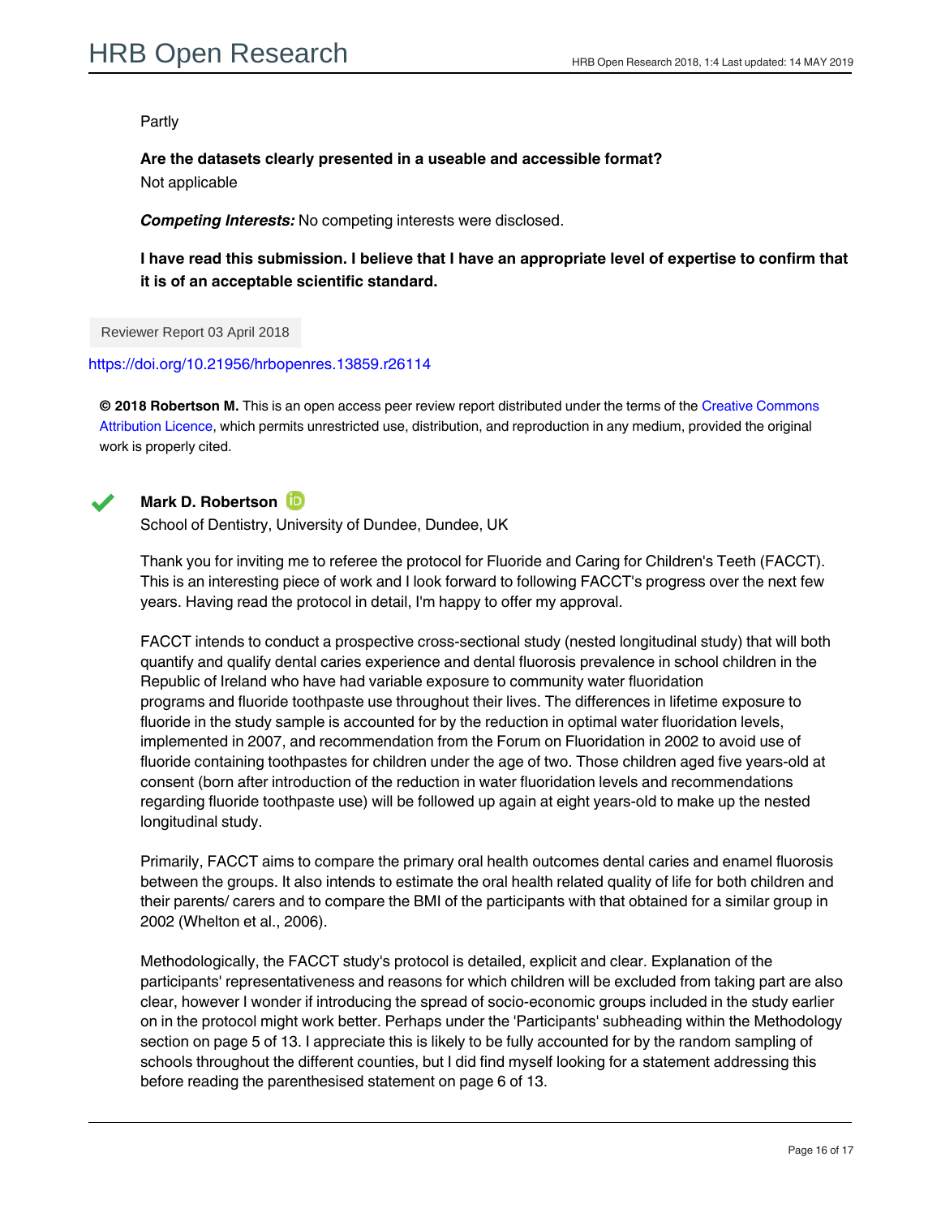Partly

**Are the datasets clearly presented in a useable and accessible format?**
Not applicable

***Competing Interests:*** No competing interests were disclosed.

**I have read this submission. I believe that I have an appropriate level of expertise to confirm that it is of an acceptable scientific standard.**

Reviewer Report 03 April 2018

https://doi.org/10.21956/hrbopenres.13859.r26114

**© 2018 Robertson M.** This is an open access peer review report distributed under the terms of the Creative Commons Attribution Licence, which permits unrestricted use, distribution, and reproduction in any medium, provided the original work is properly cited.

✔ **Mark D. Robertson**
School of Dentistry, University of Dundee, Dundee, UK

Thank you for inviting me to referee the protocol for Fluoride and Caring for Children's Teeth (FACCT). This is an interesting piece of work and I look forward to following FACCT's progress over the next few years. Having read the protocol in detail, I'm happy to offer my approval.

FACCT intends to conduct a prospective cross-sectional study (nested longitudinal study) that will both quantify and qualify dental caries experience and dental fluorosis prevalence in school children in the Republic of Ireland who have had variable exposure to community water fluoridation programs and fluoride toothpaste use throughout their lives. The differences in lifetime exposure to fluoride in the study sample is accounted for by the reduction in optimal water fluoridation levels, implemented in 2007, and recommendation from the Forum on Fluoridation in 2002 to avoid use of fluoride containing toothpastes for children under the age of two. Those children aged five years-old at consent (born after introduction of the reduction in water fluoridation levels and recommendations regarding fluoride toothpaste use) will be followed up again at eight years-old to make up the nested longitudinal study.

Primarily, FACCT aims to compare the primary oral health outcomes dental caries and enamel fluorosis between the groups. It also intends to estimate the oral health related quality of life for both children and their parents/ carers and to compare the BMI of the participants with that obtained for a similar group in 2002 (Whelton et al., 2006).

Methodologically, the FACCT study's protocol is detailed, explicit and clear. Explanation of the participants' representativeness and reasons for which children will be excluded from taking part are also clear, however I wonder if introducing the spread of socio-economic groups included in the study earlier on in the protocol might work better. Perhaps under the 'Participants' subheading within the Methodology section on page 5 of 13. I appreciate this is likely to be fully accounted for by the random sampling of schools throughout the different counties, but I did find myself looking for a statement addressing this before reading the parenthesised statement on page 6 of 13.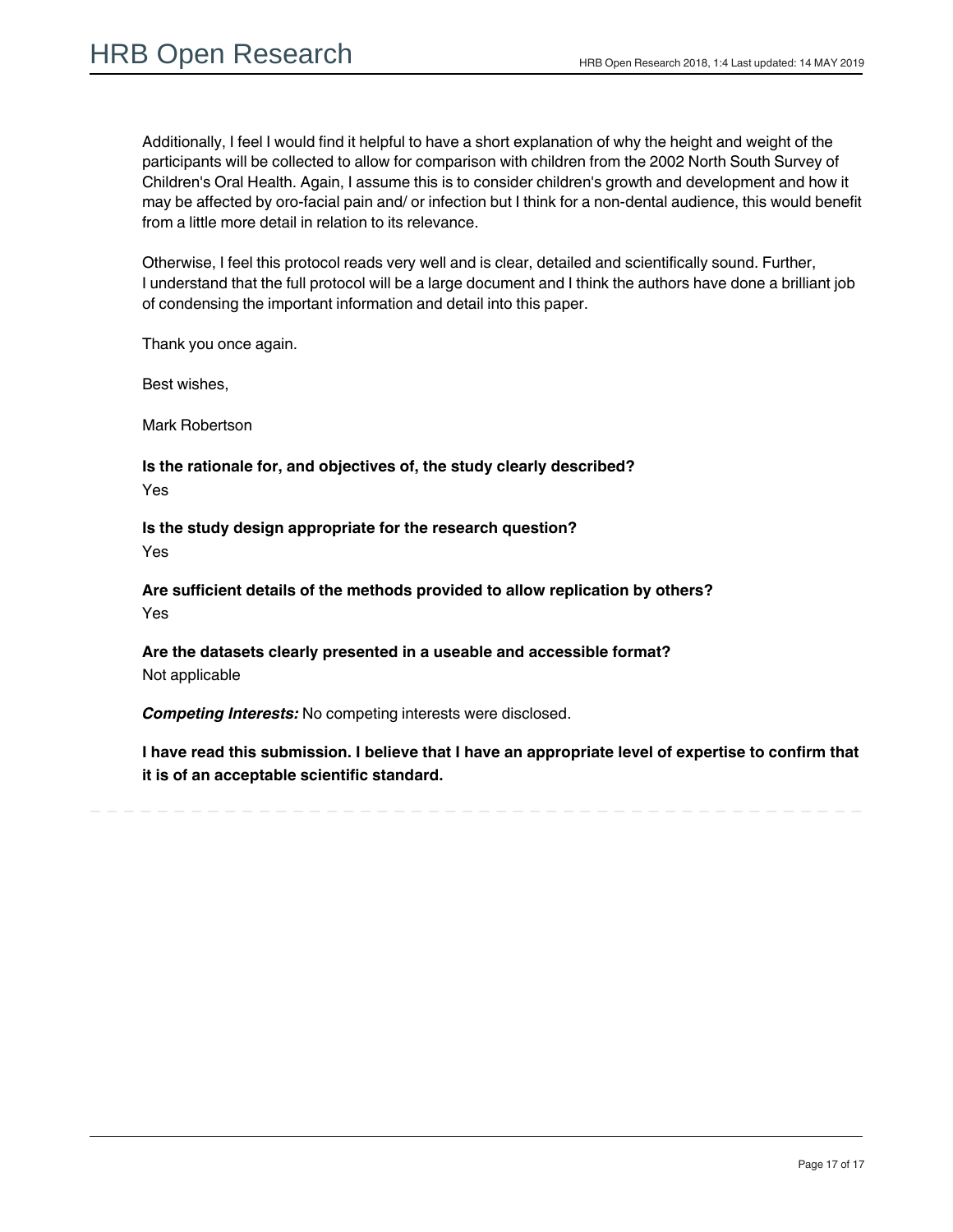Additionally, I feel I would find it helpful to have a short explanation of why the height and weight of the participants will be collected to allow for comparison with children from the 2002 North South Survey of Children's Oral Health. Again, I assume this is to consider children's growth and development and how it may be affected by oro-facial pain and/ or infection but I think for a non-dental audience, this would benefit from a little more detail in relation to its relevance.

Otherwise, I feel this protocol reads very well and is clear, detailed and scientifically sound. Further, I understand that the full protocol will be a large document and I think the authors have done a brilliant job of condensing the important information and detail into this paper.

Thank you once again.

Best wishes,

Mark Robertson

**Is the rationale for, and objectives of, the study clearly described?**

Yes

**Is the study design appropriate for the research question?**

Yes

**Are sufficient details of the methods provided to allow replication by others?**

Yes

**Are the datasets clearly presented in a useable and accessible format?**

Not applicable

***Competing Interests:*** No competing interests were disclosed.

**I have read this submission. I believe that I have an appropriate level of expertise to confirm that it is of an acceptable scientific standard.**